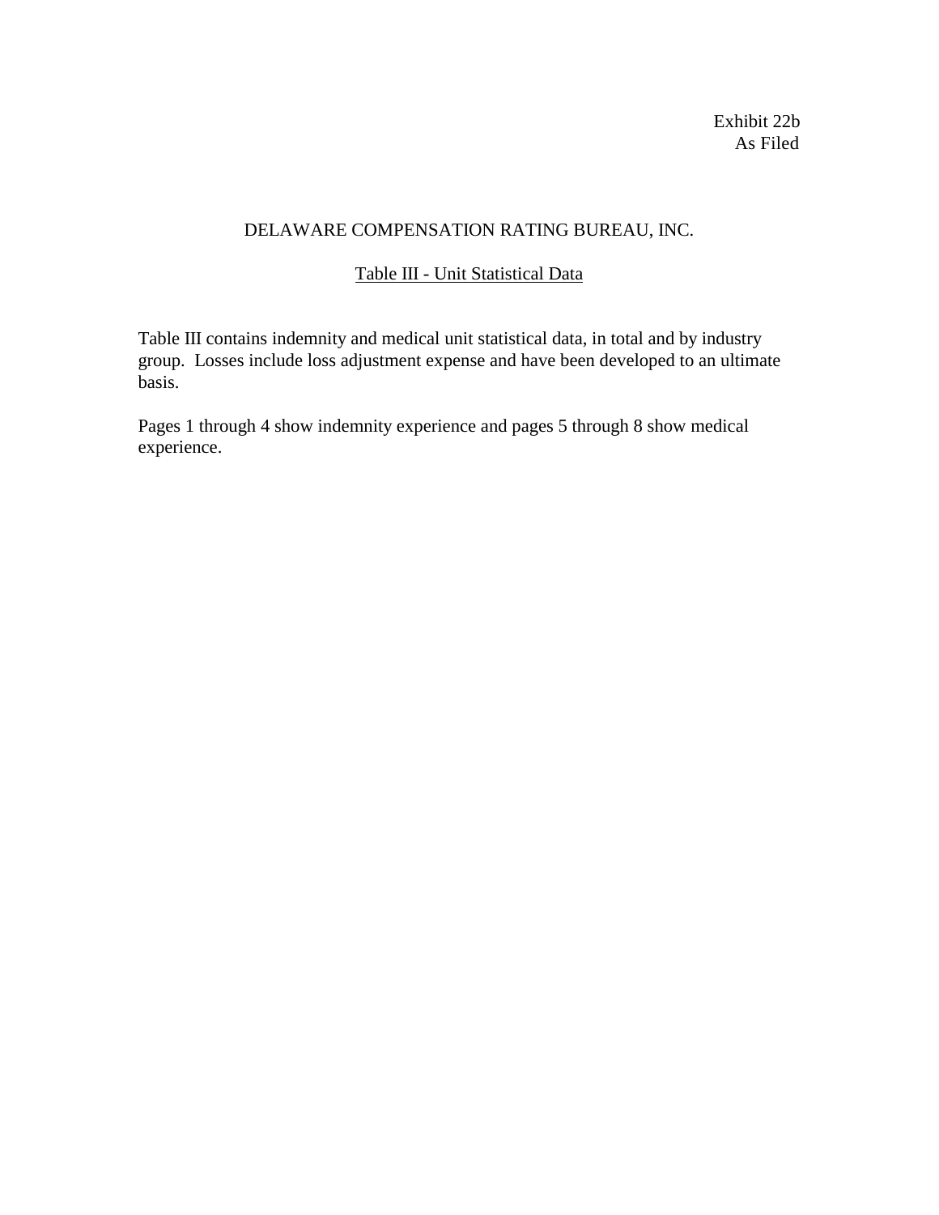Exhibit 22b
As Filed

# DELAWARE COMPENSATION RATING BUREAU, INC.

## Table III - Unit Statistical Data

Table III contains indemnity and medical unit statistical data, in total and by industry group. Losses include loss adjustment expense and have been developed to an ultimate basis.

Pages 1 through 4 show indemnity experience and pages 5 through 8 show medical experience.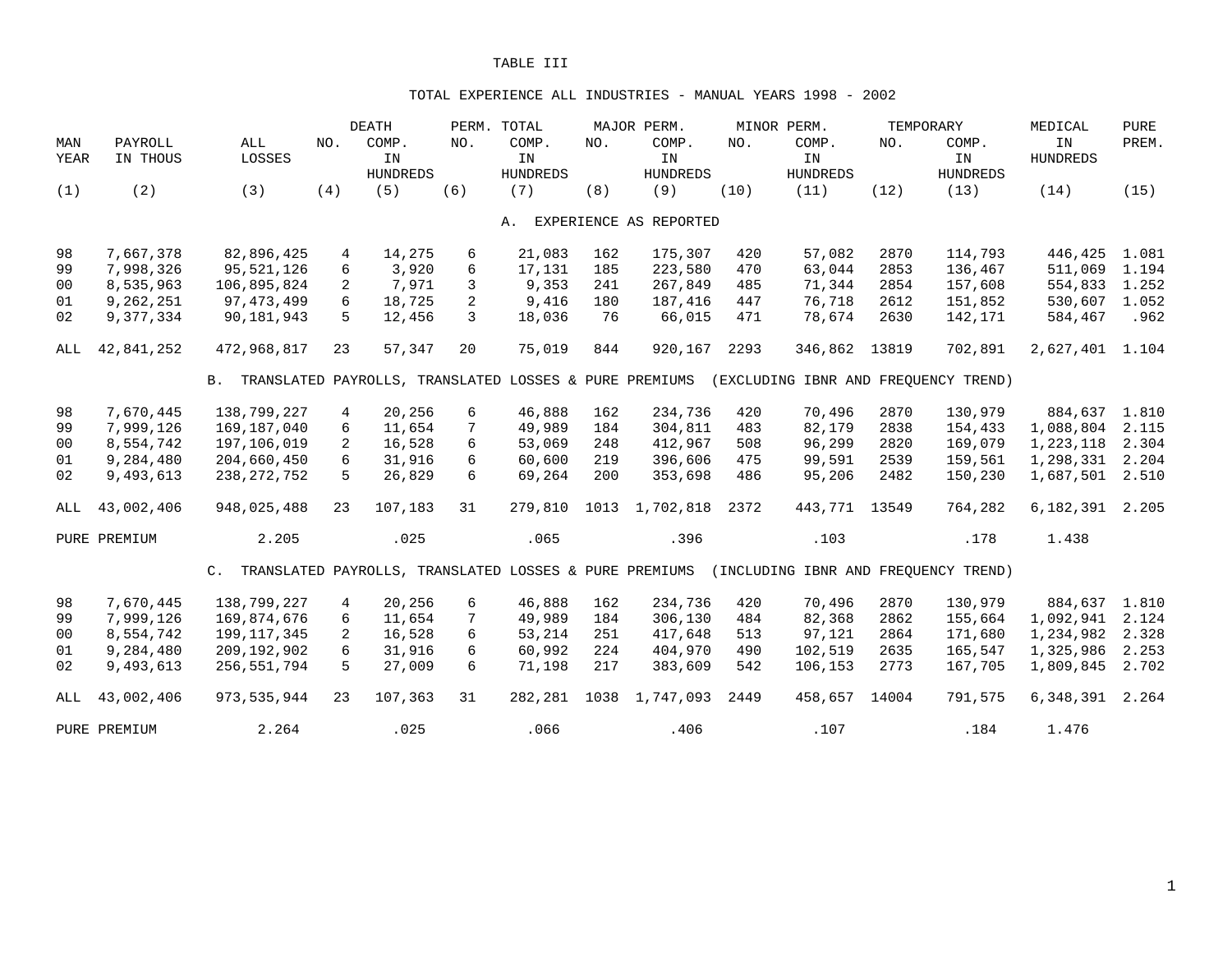TABLE III

TOTAL EXPERIENCE ALL INDUSTRIES - MANUAL YEARS 1998 - 2002

| MAN YEAR | PAYROLL IN THOUS | ALL LOSSES | DEATH NO. | DEATH COMP. IN HUNDREDS | PERM. TOTAL NO. | PERM. TOTAL COMP. IN HUNDREDS | MAJOR PERM. NO. | MAJOR PERM. COMP. IN HUNDREDS | MINOR PERM. NO. | MINOR PERM. COMP. IN HUNDREDS | TEMPORARY NO. | TEMPORARY COMP. IN HUNDREDS | MEDICAL IN HUNDREDS | PURE PREM. |
|---|---|---|---|---|---|---|---|---|---|---|---|---|---|---|
| (1) | (2) | (3) | (4) | (5) | (6) | (7) | (8) | (9) | (10) | (11) | (12) | (13) | (14) | (15) |
| **A. EXPERIENCE AS REPORTED** | | | | | | | | | | | | | | |
| 98 | 7,667,378 | 82,896,425 | 4 | 14,275 | 6 | 21,083 | 162 | 175,307 | 420 | 57,082 | 2870 | 114,793 | 446,425 | 1.081 |
| 99 | 7,998,326 | 95,521,126 | 6 | 3,920 | 6 | 17,131 | 185 | 223,580 | 470 | 63,044 | 2853 | 136,467 | 511,069 | 1.194 |
| 00 | 8,535,963 | 106,895,824 | 2 | 7,971 | 3 | 9,353 | 241 | 267,849 | 485 | 71,344 | 2854 | 157,608 | 554,833 | 1.252 |
| 01 | 9,262,251 | 97,473,499 | 6 | 18,725 | 2 | 9,416 | 180 | 187,416 | 447 | 76,718 | 2612 | 151,852 | 530,607 | 1.052 |
| 02 | 9,377,334 | 90,181,943 | 5 | 12,456 | 3 | 18,036 | 76 | 66,015 | 471 | 78,674 | 2630 | 142,171 | 584,467 | .962 |
| ALL | 42,841,252 | 472,968,817 | 23 | 57,347 | 20 | 75,019 | 844 | 920,167 | 2293 | 346,862 | 13819 | 702,891 | 2,627,401 | 1.104 |
| **B. TRANSLATED PAYROLLS, TRANSLATED LOSSES & PURE PREMIUMS (EXCLUDING IBNR AND FREQUENCY TREND)** | | | | | | | | | | | | | | |
| 98 | 7,670,445 | 138,799,227 | 4 | 20,256 | 6 | 46,888 | 162 | 234,736 | 420 | 70,496 | 2870 | 130,979 | 884,637 | 1.810 |
| 99 | 7,999,126 | 169,187,040 | 6 | 11,654 | 7 | 49,989 | 184 | 304,811 | 483 | 82,179 | 2838 | 154,433 | 1,088,804 | 2.115 |
| 00 | 8,554,742 | 197,106,019 | 2 | 16,528 | 6 | 53,069 | 248 | 412,967 | 508 | 96,299 | 2820 | 169,079 | 1,223,118 | 2.304 |
| 01 | 9,284,480 | 204,660,450 | 6 | 31,916 | 6 | 60,600 | 219 | 396,606 | 475 | 99,591 | 2539 | 159,561 | 1,298,331 | 2.204 |
| 02 | 9,493,613 | 238,272,752 | 5 | 26,829 | 6 | 69,264 | 200 | 353,698 | 486 | 95,206 | 2482 | 150,230 | 1,687,501 | 2.510 |
| ALL | 43,002,406 | 948,025,488 | 23 | 107,183 | 31 | 279,810 | 1013 | 1,702,818 | 2372 | 443,771 | 13549 | 764,282 | 6,182,391 | 2.205 |
| PURE PREMIUM | | 2.205 | | .025 | | .065 | | .396 | | .103 | | .178 | 1.438 | |
| **C. TRANSLATED PAYROLLS, TRANSLATED LOSSES & PURE PREMIUMS (INCLUDING IBNR AND FREQUENCY TREND)** | | | | | | | | | | | | | | |
| 98 | 7,670,445 | 138,799,227 | 4 | 20,256 | 6 | 46,888 | 162 | 234,736 | 420 | 70,496 | 2870 | 130,979 | 884,637 | 1.810 |
| 99 | 7,999,126 | 169,874,676 | 6 | 11,654 | 7 | 49,989 | 184 | 306,130 | 484 | 82,368 | 2862 | 155,664 | 1,092,941 | 2.124 |
| 00 | 8,554,742 | 199,117,345 | 2 | 16,528 | 6 | 53,214 | 251 | 417,648 | 513 | 97,121 | 2864 | 171,680 | 1,234,982 | 2.328 |
| 01 | 9,284,480 | 209,192,902 | 6 | 31,916 | 6 | 60,992 | 224 | 404,970 | 490 | 102,519 | 2635 | 165,547 | 1,325,986 | 2.253 |
| 02 | 9,493,613 | 256,551,794 | 5 | 27,009 | 6 | 71,198 | 217 | 383,609 | 542 | 106,153 | 2773 | 167,705 | 1,809,845 | 2.702 |
| ALL | 43,002,406 | 973,535,944 | 23 | 107,363 | 31 | 282,281 | 1038 | 1,747,093 | 2449 | 458,657 | 14004 | 791,575 | 6,348,391 | 2.264 |
| PURE PREMIUM | | 2.264 | | .025 | | .066 | | .406 | | .107 | | .184 | 1.476 | |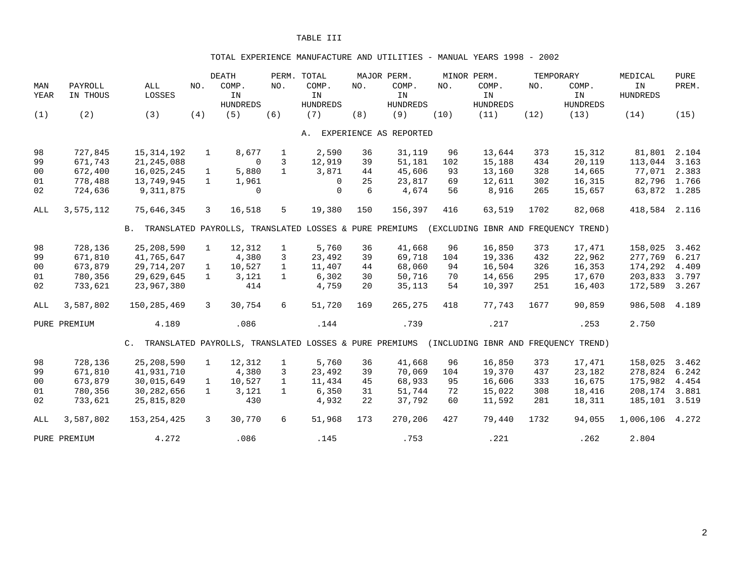# TABLE III

## TOTAL EXPERIENCE MANUFACTURE AND UTILITIES - MANUAL YEARS 1998 - 2002

| MAN YEAR | PAYROLL IN THOUS | ALL LOSSES | DEATH NO. | DEATH COMP. IN HUNDREDS | PERM. TOTAL NO. | PERM. TOTAL COMP. IN HUNDREDS | MAJOR PERM. NO. | MAJOR PERM. COMP. IN HUNDREDS | MINOR PERM. NO. | MINOR PERM. COMP. IN HUNDREDS | TEMPORARY NO. | TEMPORARY COMP. IN HUNDREDS | MEDICAL IN HUNDREDS | PURE PREM. |
|---|---|---|---|---|---|---|---|---|---|---|---|---|---|---|
| (1) | (2) | (3) | (4) | (5) | (6) | (7) | (8) | (9) | (10) | (11) | (12) | (13) | (14) | (15) |
| **A. EXPERIENCE AS REPORTED** | | | | | | | | | | | | | | |
| 98 | 727,845 | 15,314,192 | 1 | 8,677 | 1 | 2,590 | 36 | 31,119 | 96 | 13,644 | 373 | 15,312 | 81,801 | 2.104 |
| 99 | 671,743 | 21,245,088 | | 0 | 3 | 12,919 | 39 | 51,181 | 102 | 15,188 | 434 | 20,119 | 113,044 | 3.163 |
| 00 | 672,400 | 16,025,245 | 1 | 5,880 | 1 | 3,871 | 44 | 45,606 | 93 | 13,160 | 328 | 14,665 | 77,071 | 2.383 |
| 01 | 778,488 | 13,749,945 | 1 | 1,961 | | 0 | 25 | 23,817 | 69 | 12,611 | 302 | 16,315 | 82,796 | 1.766 |
| 02 | 724,636 | 9,311,875 | | 0 | | 0 | 6 | 4,674 | 56 | 8,916 | 265 | 15,657 | 63,872 | 1.285 |
| ALL | 3,575,112 | 75,646,345 | 3 | 16,518 | 5 | 19,380 | 150 | 156,397 | 416 | 63,519 | 1702 | 82,068 | 418,584 | 2.116 |
| **B. TRANSLATED PAYROLLS, TRANSLATED LOSSES & PURE PREMIUMS (EXCLUDING IBNR AND FREQUENCY TREND)** | | | | | | | | | | | | | | |
| 98 | 728,136 | 25,208,590 | 1 | 12,312 | 1 | 5,760 | 36 | 41,668 | 96 | 16,850 | 373 | 17,471 | 158,025 | 3.462 |
| 99 | 671,810 | 41,765,647 | | 4,380 | 3 | 23,492 | 39 | 69,718 | 104 | 19,336 | 432 | 22,962 | 277,769 | 6.217 |
| 00 | 673,879 | 29,714,207 | 1 | 10,527 | 1 | 11,407 | 44 | 68,060 | 94 | 16,504 | 326 | 16,353 | 174,292 | 4.409 |
| 01 | 780,356 | 29,629,645 | 1 | 3,121 | 1 | 6,302 | 30 | 50,716 | 70 | 14,656 | 295 | 17,670 | 203,833 | 3.797 |
| 02 | 733,621 | 23,967,380 | | 414 | | 4,759 | 20 | 35,113 | 54 | 10,397 | 251 | 16,403 | 172,589 | 3.267 |
| ALL | 3,587,802 | 150,285,469 | 3 | 30,754 | 6 | 51,720 | 169 | 265,275 | 418 | 77,743 | 1677 | 90,859 | 986,508 | 4.189 |
| PURE PREMIUM | | 4.189 | | .086 | | .144 | | .739 | | .217 | | .253 | 2.750 | |
| **C. TRANSLATED PAYROLLS, TRANSLATED LOSSES & PURE PREMIUMS (INCLUDING IBNR AND FREQUENCY TREND)** | | | | | | | | | | | | | | |
| 98 | 728,136 | 25,208,590 | 1 | 12,312 | 1 | 5,760 | 36 | 41,668 | 96 | 16,850 | 373 | 17,471 | 158,025 | 3.462 |
| 99 | 671,810 | 41,931,710 | | 4,380 | 3 | 23,492 | 39 | 70,069 | 104 | 19,370 | 437 | 23,182 | 278,824 | 6.242 |
| 00 | 673,879 | 30,015,649 | 1 | 10,527 | 1 | 11,434 | 45 | 68,933 | 95 | 16,606 | 333 | 16,675 | 175,982 | 4.454 |
| 01 | 780,356 | 30,282,656 | 1 | 3,121 | 1 | 6,350 | 31 | 51,744 | 72 | 15,022 | 308 | 18,416 | 208,174 | 3.881 |
| 02 | 733,621 | 25,815,820 | | 430 | | 4,932 | 22 | 37,792 | 60 | 11,592 | 281 | 18,311 | 185,101 | 3.519 |
| ALL | 3,587,802 | 153,254,425 | 3 | 30,770 | 6 | 51,968 | 173 | 270,206 | 427 | 79,440 | 1732 | 94,055 | 1,006,106 | 4.272 |
| PURE PREMIUM | | 4.272 | | .086 | | .145 | | .753 | | .221 | | .262 | 2.804 | |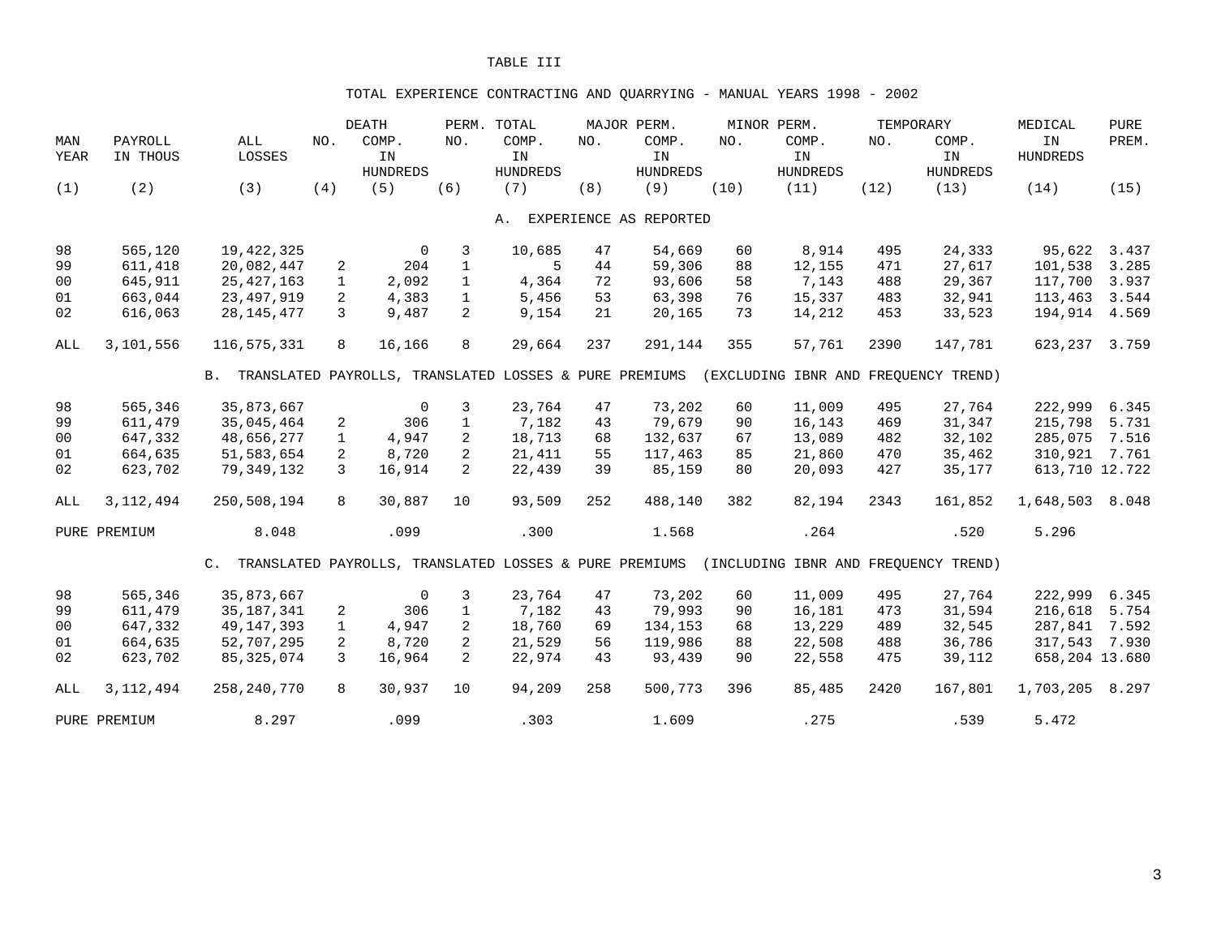# TABLE III

## TOTAL EXPERIENCE CONTRACTING AND QUARRYING - MANUAL YEARS 1998 - 2002

| MAN YEAR | PAYROLL IN THOUS | ALL LOSSES | NO. | DEATH COMP. IN HUNDREDS | PERM. NO. | TOTAL COMP. IN HUNDREDS | NO. | MAJOR PERM. COMP. IN HUNDREDS | NO. | MINOR PERM. COMP. IN HUNDREDS | NO. | TEMPORARY COMP. IN HUNDREDS | MEDICAL IN HUNDREDS | PURE PREM. |
|---|---|---|---|---|---|---|---|---|---|---|---|---|---|---|
| (1) | (2) | (3) | (4) | (5) | (6) | (7) | (8) | (9) | (10) | (11) | (12) | (13) | (14) | (15) |
| **A. EXPERIENCE AS REPORTED** | | | | | | | | | | | | | | |
| 98 | 565,120 | 19,422,325 | | 0 | 3 | 10,685 | 47 | 54,669 | 60 | 8,914 | 495 | 24,333 | 95,622 | 3.437 |
| 99 | 611,418 | 20,082,447 | 2 | 204 | 1 | 5 | 44 | 59,306 | 88 | 12,155 | 471 | 27,617 | 101,538 | 3.285 |
| 00 | 645,911 | 25,427,163 | 1 | 2,092 | 1 | 4,364 | 72 | 93,606 | 58 | 7,143 | 488 | 29,367 | 117,700 | 3.937 |
| 01 | 663,044 | 23,497,919 | 2 | 4,383 | 1 | 5,456 | 53 | 63,398 | 76 | 15,337 | 483 | 32,941 | 113,463 | 3.544 |
| 02 | 616,063 | 28,145,477 | 3 | 9,487 | 2 | 9,154 | 21 | 20,165 | 73 | 14,212 | 453 | 33,523 | 194,914 | 4.569 |
| ALL | 3,101,556 | 116,575,331 | 8 | 16,166 | 8 | 29,664 | 237 | 291,144 | 355 | 57,761 | 2390 | 147,781 | 623,237 | 3.759 |
| **B. TRANSLATED PAYROLLS, TRANSLATED LOSSES & PURE PREMIUMS (EXCLUDING IBNR AND FREQUENCY TREND)** | | | | | | | | | | | | | | |
| 98 | 565,346 | 35,873,667 | | 0 | 3 | 23,764 | 47 | 73,202 | 60 | 11,009 | 495 | 27,764 | 222,999 | 6.345 |
| 99 | 611,479 | 35,045,464 | 2 | 306 | 1 | 7,182 | 43 | 79,679 | 90 | 16,143 | 469 | 31,347 | 215,798 | 5.731 |
| 00 | 647,332 | 48,656,277 | 1 | 4,947 | 2 | 18,713 | 68 | 132,637 | 67 | 13,089 | 482 | 32,102 | 285,075 | 7.516 |
| 01 | 664,635 | 51,583,654 | 2 | 8,720 | 2 | 21,411 | 55 | 117,463 | 85 | 21,860 | 470 | 35,462 | 310,921 | 7.761 |
| 02 | 623,702 | 79,349,132 | 3 | 16,914 | 2 | 22,439 | 39 | 85,159 | 80 | 20,093 | 427 | 35,177 | 613,710 | 12.722 |
| ALL | 3,112,494 | 250,508,194 | 8 | 30,887 | 10 | 93,509 | 252 | 488,140 | 382 | 82,194 | 2343 | 161,852 | 1,648,503 | 8.048 |
| PURE PREMIUM | | 8.048 | | .099 | | .300 | | 1.568 | | .264 | | .520 | 5.296 | |
| **C. TRANSLATED PAYROLLS, TRANSLATED LOSSES & PURE PREMIUMS (INCLUDING IBNR AND FREQUENCY TREND)** | | | | | | | | | | | | | | |
| 98 | 565,346 | 35,873,667 | | 0 | 3 | 23,764 | 47 | 73,202 | 60 | 11,009 | 495 | 27,764 | 222,999 | 6.345 |
| 99 | 611,479 | 35,187,341 | 2 | 306 | 1 | 7,182 | 43 | 79,993 | 90 | 16,181 | 473 | 31,594 | 216,618 | 5.754 |
| 00 | 647,332 | 49,147,393 | 1 | 4,947 | 2 | 18,760 | 69 | 134,153 | 68 | 13,229 | 489 | 32,545 | 287,841 | 7.592 |
| 01 | 664,635 | 52,707,295 | 2 | 8,720 | 2 | 21,529 | 56 | 119,986 | 88 | 22,508 | 488 | 36,786 | 317,543 | 7.930 |
| 02 | 623,702 | 85,325,074 | 3 | 16,964 | 2 | 22,974 | 43 | 93,439 | 90 | 22,558 | 475 | 39,112 | 658,204 | 13.680 |
| ALL | 3,112,494 | 258,240,770 | 8 | 30,937 | 10 | 94,209 | 258 | 500,773 | 396 | 85,485 | 2420 | 167,801 | 1,703,205 | 8.297 |
| PURE PREMIUM | | 8.297 | | .099 | | .303 | | 1.609 | | .275 | | .539 | 5.472 | |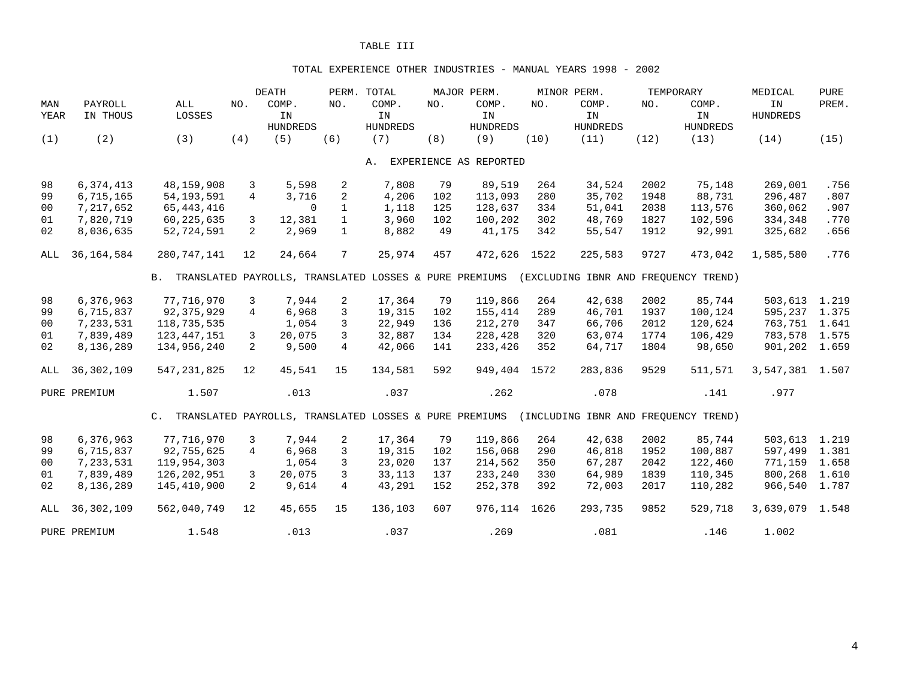# TABLE III

## TOTAL EXPERIENCE OTHER INDUSTRIES - MANUAL YEARS 1998 - 2002

| MAN YEAR | PAYROLL IN THOUS | ALL LOSSES | DEATH NO. | DEATH COMP. IN HUNDREDS | PERM. TOTAL NO. | PERM. TOTAL COMP. IN HUNDREDS | MAJOR PERM. NO. | MAJOR PERM. COMP. IN HUNDREDS | MINOR PERM. NO. | MINOR PERM. COMP. IN HUNDREDS | TEMPORARY NO. | TEMPORARY COMP. IN HUNDREDS | MEDICAL IN HUNDREDS | PURE PREM. |
|---|---|---|---|---|---|---|---|---|---|---|---|---|---|---|
| (1) | (2) | (3) | (4) | (5) | (6) | (7) | (8) | (9) | (10) | (11) | (12) | (13) | (14) | (15) |
| | | | | | | **A. EXPERIENCE AS REPORTED** | | | | | | | | |
| 98 | 6,374,413 | 48,159,908 | 3 | 5,598 | 2 | 7,808 | 79 | 89,519 | 264 | 34,524 | 2002 | 75,148 | 269,001 | .756 |
| 99 | 6,715,165 | 54,193,591 | 4 | 3,716 | 2 | 4,206 | 102 | 113,093 | 280 | 35,702 | 1948 | 88,731 | 296,487 | .807 |
| 00 | 7,217,652 | 65,443,416 | | 0 | 1 | 1,118 | 125 | 128,637 | 334 | 51,041 | 2038 | 113,576 | 360,062 | .907 |
| 01 | 7,820,719 | 60,225,635 | 3 | 12,381 | 1 | 3,960 | 102 | 100,202 | 302 | 48,769 | 1827 | 102,596 | 334,348 | .770 |
| 02 | 8,036,635 | 52,724,591 | 2 | 2,969 | 1 | 8,882 | 49 | 41,175 | 342 | 55,547 | 1912 | 92,991 | 325,682 | .656 |
| ALL | 36,164,584 | 280,747,141 | 12 | 24,664 | 7 | 25,974 | 457 | 472,626 | 1522 | 225,583 | 9727 | 473,042 | 1,585,580 | .776 |
| | | **B. TRANSLATED PAYROLLS, TRANSLATED LOSSES & PURE PREMIUMS (EXCLUDING IBNR AND FREQUENCY TREND)** | | | | | | | | | | | | |
| 98 | 6,376,963 | 77,716,970 | 3 | 7,944 | 2 | 17,364 | 79 | 119,866 | 264 | 42,638 | 2002 | 85,744 | 503,613 | 1.219 |
| 99 | 6,715,837 | 92,375,929 | 4 | 6,968 | 3 | 19,315 | 102 | 155,414 | 289 | 46,701 | 1937 | 100,124 | 595,237 | 1.375 |
| 00 | 7,233,531 | 118,735,535 | | 1,054 | 3 | 22,949 | 136 | 212,270 | 347 | 66,706 | 2012 | 120,624 | 763,751 | 1.641 |
| 01 | 7,839,489 | 123,447,151 | 3 | 20,075 | 3 | 32,887 | 134 | 228,428 | 320 | 63,074 | 1774 | 106,429 | 783,578 | 1.575 |
| 02 | 8,136,289 | 134,956,240 | 2 | 9,500 | 4 | 42,066 | 141 | 233,426 | 352 | 64,717 | 1804 | 98,650 | 901,202 | 1.659 |
| ALL | 36,302,109 | 547,231,825 | 12 | 45,541 | 15 | 134,581 | 592 | 949,404 | 1572 | 283,836 | 9529 | 511,571 | 3,547,381 | 1.507 |
| PURE PREMIUM | | 1.507 | | .013 | | .037 | | .262 | | .078 | | .141 | .977 | |
| | | **C. TRANSLATED PAYROLLS, TRANSLATED LOSSES & PURE PREMIUMS (INCLUDING IBNR AND FREQUENCY TREND)** | | | | | | | | | | | | |
| 98 | 6,376,963 | 77,716,970 | 3 | 7,944 | 2 | 17,364 | 79 | 119,866 | 264 | 42,638 | 2002 | 85,744 | 503,613 | 1.219 |
| 99 | 6,715,837 | 92,755,625 | 4 | 6,968 | 3 | 19,315 | 102 | 156,068 | 290 | 46,818 | 1952 | 100,887 | 597,499 | 1.381 |
| 00 | 7,233,531 | 119,954,303 | | 1,054 | 3 | 23,020 | 137 | 214,562 | 350 | 67,287 | 2042 | 122,460 | 771,159 | 1.658 |
| 01 | 7,839,489 | 126,202,951 | 3 | 20,075 | 3 | 33,113 | 137 | 233,240 | 330 | 64,989 | 1839 | 110,345 | 800,268 | 1.610 |
| 02 | 8,136,289 | 145,410,900 | 2 | 9,614 | 4 | 43,291 | 152 | 252,378 | 392 | 72,003 | 2017 | 110,282 | 966,540 | 1.787 |
| ALL | 36,302,109 | 562,040,749 | 12 | 45,655 | 15 | 136,103 | 607 | 976,114 | 1626 | 293,735 | 9852 | 529,718 | 3,639,079 | 1.548 |
| PURE PREMIUM | | 1.548 | | .013 | | .037 | | .269 | | .081 | | .146 | 1.002 | |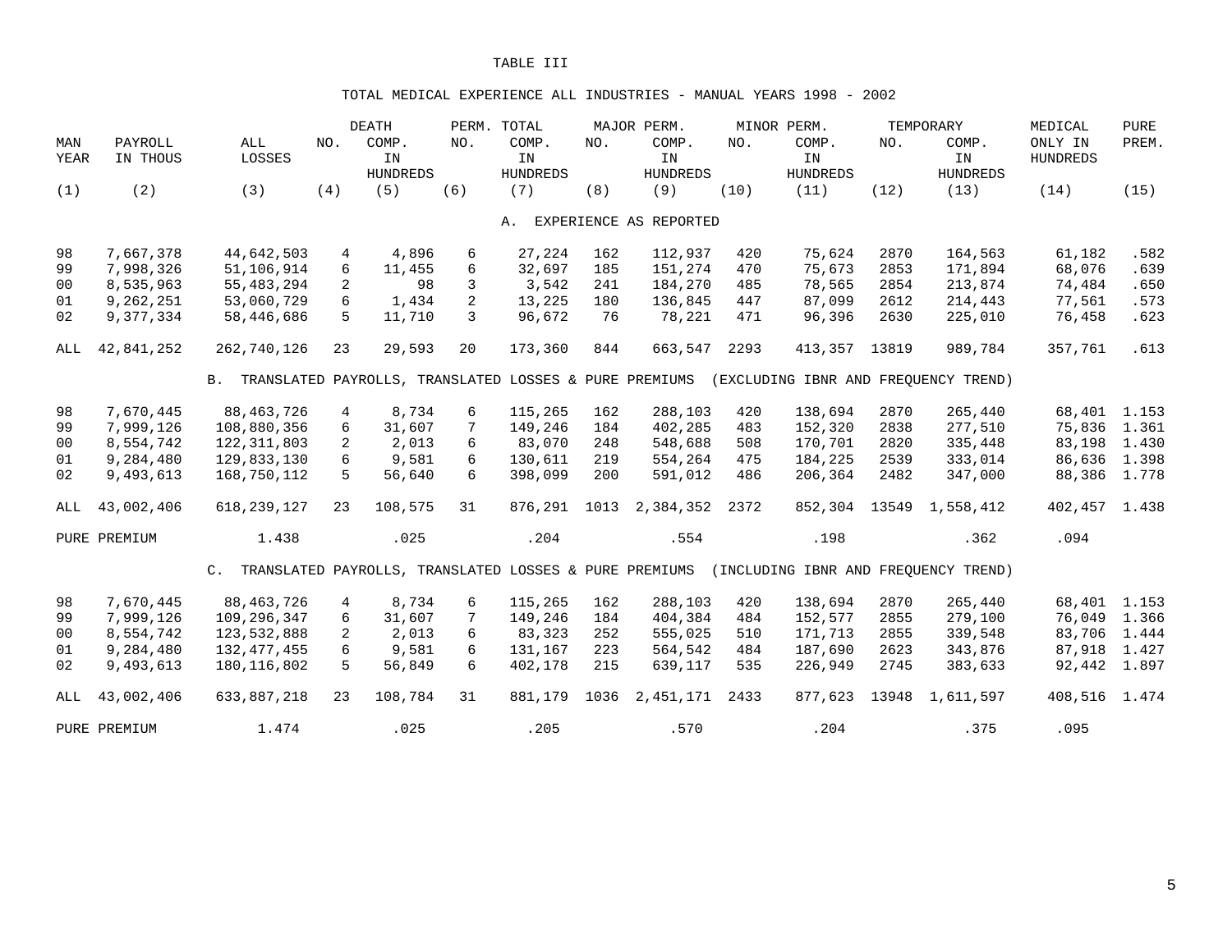# TABLE III

## TOTAL MEDICAL EXPERIENCE ALL INDUSTRIES - MANUAL YEARS 1998 - 2002

| MAN YEAR | PAYROLL IN THOUS | ALL LOSSES | NO. | DEATH COMP. IN HUNDREDS | NO. | PERM. TOTAL COMP. IN HUNDREDS | NO. | MAJOR PERM. COMP. IN HUNDREDS | NO. | MINOR PERM. COMP. IN HUNDREDS | NO. | TEMPORARY COMP. IN HUNDREDS | MEDICAL ONLY IN HUNDREDS | PURE PREM. |
|---|---|---|---|---|---|---|---|---|---|---|---|---|---|---|
| (1) | (2) | (3) | (4) | (5) | (6) | (7) | (8) | (9) | (10) | (11) | (12) | (13) | (14) | (15) |
| **A. EXPERIENCE AS REPORTED** | | | | | | | | | | | | | | |
| 98 | 7,667,378 | 44,642,503 | 4 | 4,896 | 6 | 27,224 | 162 | 112,937 | 420 | 75,624 | 2870 | 164,563 | 61,182 | .582 |
| 99 | 7,998,326 | 51,106,914 | 6 | 11,455 | 6 | 32,697 | 185 | 151,274 | 470 | 75,673 | 2853 | 171,894 | 68,076 | .639 |
| 00 | 8,535,963 | 55,483,294 | 2 | 98 | 3 | 3,542 | 241 | 184,270 | 485 | 78,565 | 2854 | 213,874 | 74,484 | .650 |
| 01 | 9,262,251 | 53,060,729 | 6 | 1,434 | 2 | 13,225 | 180 | 136,845 | 447 | 87,099 | 2612 | 214,443 | 77,561 | .573 |
| 02 | 9,377,334 | 58,446,686 | 5 | 11,710 | 3 | 96,672 | 76 | 78,221 | 471 | 96,396 | 2630 | 225,010 | 76,458 | .623 |
| ALL | 42,841,252 | 262,740,126 | 23 | 29,593 | 20 | 173,360 | 844 | 663,547 | 2293 | 413,357 | 13819 | 989,784 | 357,761 | .613 |
| **B. TRANSLATED PAYROLLS, TRANSLATED LOSSES & PURE PREMIUMS (EXCLUDING IBNR AND FREQUENCY TREND)** | | | | | | | | | | | | | | |
| 98 | 7,670,445 | 88,463,726 | 4 | 8,734 | 6 | 115,265 | 162 | 288,103 | 420 | 138,694 | 2870 | 265,440 | 68,401 | 1.153 |
| 99 | 7,999,126 | 108,880,356 | 6 | 31,607 | 7 | 149,246 | 184 | 402,285 | 483 | 152,320 | 2838 | 277,510 | 75,836 | 1.361 |
| 00 | 8,554,742 | 122,311,803 | 2 | 2,013 | 6 | 83,070 | 248 | 548,688 | 508 | 170,701 | 2820 | 335,448 | 83,198 | 1.430 |
| 01 | 9,284,480 | 129,833,130 | 6 | 9,581 | 6 | 130,611 | 219 | 554,264 | 475 | 184,225 | 2539 | 333,014 | 86,636 | 1.398 |
| 02 | 9,493,613 | 168,750,112 | 5 | 56,640 | 6 | 398,099 | 200 | 591,012 | 486 | 206,364 | 2482 | 347,000 | 88,386 | 1.778 |
| ALL | 43,002,406 | 618,239,127 | 23 | 108,575 | 31 | 876,291 | 1013 | 2,384,352 | 2372 | 852,304 | 13549 | 1,558,412 | 402,457 | 1.438 |
| PURE PREMIUM | | 1.438 | | .025 | | .204 | | .554 | | .198 | | .362 | .094 | |
| **C. TRANSLATED PAYROLLS, TRANSLATED LOSSES & PURE PREMIUMS (INCLUDING IBNR AND FREQUENCY TREND)** | | | | | | | | | | | | | | |
| 98 | 7,670,445 | 88,463,726 | 4 | 8,734 | 6 | 115,265 | 162 | 288,103 | 420 | 138,694 | 2870 | 265,440 | 68,401 | 1.153 |
| 99 | 7,999,126 | 109,296,347 | 6 | 31,607 | 7 | 149,246 | 184 | 404,384 | 484 | 152,577 | 2855 | 279,100 | 76,049 | 1.366 |
| 00 | 8,554,742 | 123,532,888 | 2 | 2,013 | 6 | 83,323 | 252 | 555,025 | 510 | 171,713 | 2855 | 339,548 | 83,706 | 1.444 |
| 01 | 9,284,480 | 132,477,455 | 6 | 9,581 | 6 | 131,167 | 223 | 564,542 | 484 | 187,690 | 2623 | 343,876 | 87,918 | 1.427 |
| 02 | 9,493,613 | 180,116,802 | 5 | 56,849 | 6 | 402,178 | 215 | 639,117 | 535 | 226,949 | 2745 | 383,633 | 92,442 | 1.897 |
| ALL | 43,002,406 | 633,887,218 | 23 | 108,784 | 31 | 881,179 | 1036 | 2,451,171 | 2433 | 877,623 | 13948 | 1,611,597 | 408,516 | 1.474 |
| PURE PREMIUM | | 1.474 | | .025 | | .205 | | .570 | | .204 | | .375 | .095 | |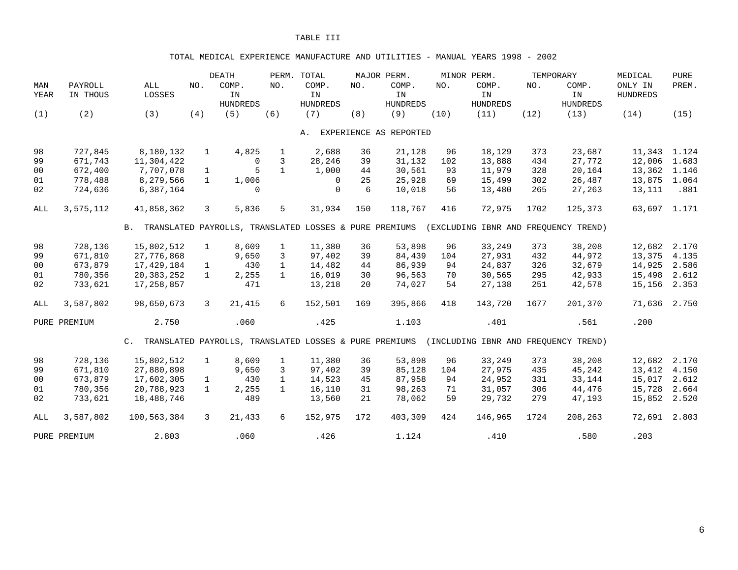# TABLE III

## TOTAL MEDICAL EXPERIENCE MANUFACTURE AND UTILITIES - MANUAL YEARS 1998 - 2002

| MAN YEAR | PAYROLL IN THOUS | ALL LOSSES | DEATH NO. | DEATH COMP. IN HUNDREDS | PERM. TOTAL NO. | PERM. TOTAL COMP. IN HUNDREDS | MAJOR PERM. NO. | MAJOR PERM. COMP. IN HUNDREDS | MINOR PERM. NO. | MINOR PERM. COMP. IN HUNDREDS | TEMPORARY NO. | TEMPORARY COMP. IN HUNDREDS | MEDICAL ONLY IN HUNDREDS | PURE PREM. |
|---|---|---|---|---|---|---|---|---|---|---|---|---|---|---|
| (1) | (2) | (3) | (4) | (5) | (6) | (7) | (8) | (9) | (10) | (11) | (12) | (13) | (14) | (15) |
| **A. EXPERIENCE AS REPORTED** | | | | | | | | | | | | | | |
| 98 | 727,845 | 8,180,132 | 1 | 4,825 | 1 | 2,688 | 36 | 21,128 | 96 | 18,129 | 373 | 23,687 | 11,343 | 1.124 |
| 99 | 671,743 | 11,304,422 | | 0 | 3 | 28,246 | 39 | 31,132 | 102 | 13,888 | 434 | 27,772 | 12,006 | 1.683 |
| 00 | 672,400 | 7,707,078 | 1 | 5 | 1 | 1,000 | 44 | 30,561 | 93 | 11,979 | 328 | 20,164 | 13,362 | 1.146 |
| 01 | 778,488 | 8,279,566 | 1 | 1,006 | | 0 | 25 | 25,928 | 69 | 15,499 | 302 | 26,487 | 13,875 | 1.064 |
| 02 | 724,636 | 6,387,164 | | 0 | | 0 | 6 | 10,018 | 56 | 13,480 | 265 | 27,263 | 13,111 | .881 |
| ALL | 3,575,112 | 41,858,362 | 3 | 5,836 | 5 | 31,934 | 150 | 118,767 | 416 | 72,975 | 1702 | 125,373 | 63,697 | 1.171 |
| **B. TRANSLATED PAYROLLS, TRANSLATED LOSSES & PURE PREMIUMS (EXCLUDING IBNR AND FREQUENCY TREND)** | | | | | | | | | | | | | | |
| 98 | 728,136 | 15,802,512 | 1 | 8,609 | 1 | 11,380 | 36 | 53,898 | 96 | 33,249 | 373 | 38,208 | 12,682 | 2.170 |
| 99 | 671,810 | 27,776,868 | | 9,650 | 3 | 97,402 | 39 | 84,439 | 104 | 27,931 | 432 | 44,972 | 13,375 | 4.135 |
| 00 | 673,879 | 17,429,184 | 1 | 430 | 1 | 14,482 | 44 | 86,939 | 94 | 24,837 | 326 | 32,679 | 14,925 | 2.586 |
| 01 | 780,356 | 20,383,252 | 1 | 2,255 | 1 | 16,019 | 30 | 96,563 | 70 | 30,565 | 295 | 42,933 | 15,498 | 2.612 |
| 02 | 733,621 | 17,258,857 | | 471 | | 13,218 | 20 | 74,027 | 54 | 27,138 | 251 | 42,578 | 15,156 | 2.353 |
| ALL | 3,587,802 | 98,650,673 | 3 | 21,415 | 6 | 152,501 | 169 | 395,866 | 418 | 143,720 | 1677 | 201,370 | 71,636 | 2.750 |
| PURE PREMIUM | | 2.750 | | .060 | | .425 | | 1.103 | | .401 | | .561 | .200 | |
| **C. TRANSLATED PAYROLLS, TRANSLATED LOSSES & PURE PREMIUMS (INCLUDING IBNR AND FREQUENCY TREND)** | | | | | | | | | | | | | | |
| 98 | 728,136 | 15,802,512 | 1 | 8,609 | 1 | 11,380 | 36 | 53,898 | 96 | 33,249 | 373 | 38,208 | 12,682 | 2.170 |
| 99 | 671,810 | 27,880,898 | | 9,650 | 3 | 97,402 | 39 | 85,128 | 104 | 27,975 | 435 | 45,242 | 13,412 | 4.150 |
| 00 | 673,879 | 17,602,305 | 1 | 430 | 1 | 14,523 | 45 | 87,958 | 94 | 24,952 | 331 | 33,144 | 15,017 | 2.612 |
| 01 | 780,356 | 20,788,923 | 1 | 2,255 | 1 | 16,110 | 31 | 98,263 | 71 | 31,057 | 306 | 44,476 | 15,728 | 2.664 |
| 02 | 733,621 | 18,488,746 | | 489 | | 13,560 | 21 | 78,062 | 59 | 29,732 | 279 | 47,193 | 15,852 | 2.520 |
| ALL | 3,587,802 | 100,563,384 | 3 | 21,433 | 6 | 152,975 | 172 | 403,309 | 424 | 146,965 | 1724 | 208,263 | 72,691 | 2.803 |
| PURE PREMIUM | | 2.803 | | .060 | | .426 | | 1.124 | | .410 | | .580 | .203 | |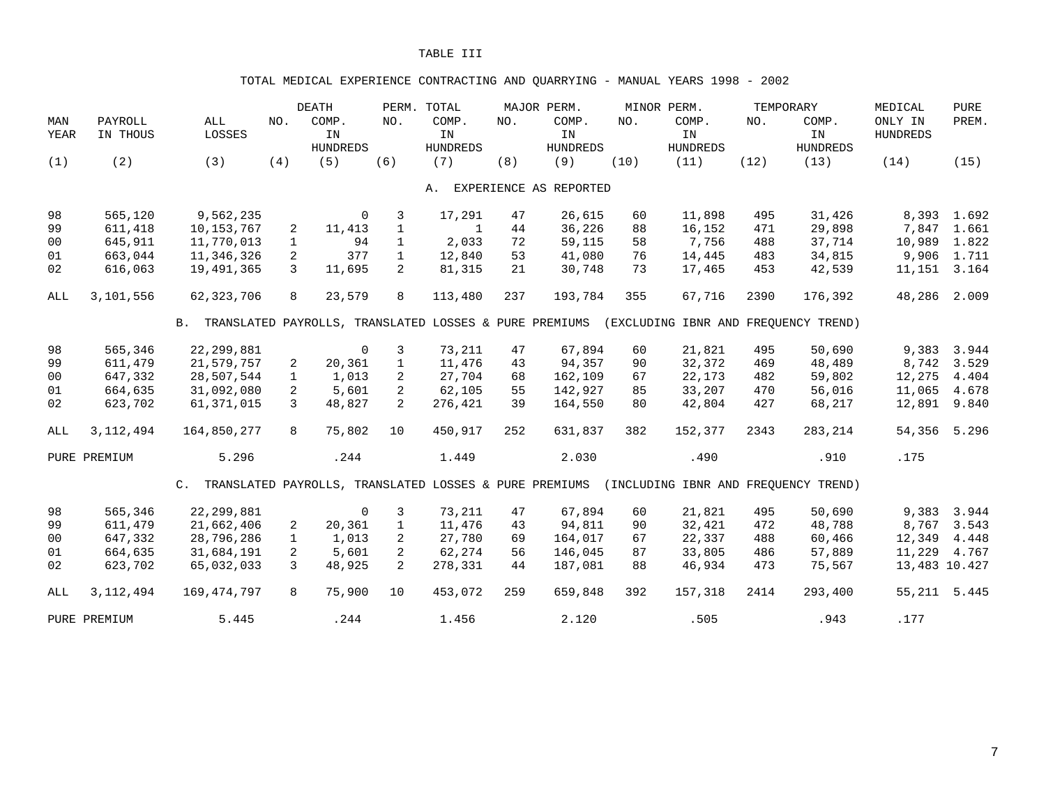# TABLE III

## TOTAL MEDICAL EXPERIENCE CONTRACTING AND QUARRYING - MANUAL YEARS 1998 - 2002

| MAN YEAR | PAYROLL IN THOUS | ALL LOSSES | DEATH NO. | DEATH COMP. IN HUNDREDS | PERM. TOTAL NO. | PERM. TOTAL COMP. IN HUNDREDS | MAJOR PERM. NO. | MAJOR PERM. COMP. IN HUNDREDS | MINOR PERM. NO. | MINOR PERM. COMP. IN HUNDREDS | TEMPORARY NO. | TEMPORARY COMP. IN HUNDREDS | MEDICAL ONLY IN HUNDREDS | PURE PREM. |
|---|---|---|---|---|---|---|---|---|---|---|---|---|---|---|
| (1) | (2) | (3) | (4) | (5) | (6) | (7) | (8) | (9) | (10) | (11) | (12) | (13) | (14) | (15) |
| **A. EXPERIENCE AS REPORTED** | | | | | | | | | | | | | | |
| 98 | 565,120 | 9,562,235 | | 0 | 3 | 17,291 | 47 | 26,615 | 60 | 11,898 | 495 | 31,426 | 8,393 | 1.692 |
| 99 | 611,418 | 10,153,767 | 2 | 11,413 | 1 | 1 | 44 | 36,226 | 88 | 16,152 | 471 | 29,898 | 7,847 | 1.661 |
| 00 | 645,911 | 11,770,013 | 1 | 94 | 1 | 2,033 | 72 | 59,115 | 58 | 7,756 | 488 | 37,714 | 10,989 | 1.822 |
| 01 | 663,044 | 11,346,326 | 2 | 377 | 1 | 12,840 | 53 | 41,080 | 76 | 14,445 | 483 | 34,815 | 9,906 | 1.711 |
| 02 | 616,063 | 19,491,365 | 3 | 11,695 | 2 | 81,315 | 21 | 30,748 | 73 | 17,465 | 453 | 42,539 | 11,151 | 3.164 |
| ALL | 3,101,556 | 62,323,706 | 8 | 23,579 | 8 | 113,480 | 237 | 193,784 | 355 | 67,716 | 2390 | 176,392 | 48,286 | 2.009 |
| **B. TRANSLATED PAYROLLS, TRANSLATED LOSSES & PURE PREMIUMS (EXCLUDING IBNR AND FREQUENCY TREND)** | | | | | | | | | | | | | | |
| 98 | 565,346 | 22,299,881 | | 0 | 3 | 73,211 | 47 | 67,894 | 60 | 21,821 | 495 | 50,690 | 9,383 | 3.944 |
| 99 | 611,479 | 21,579,757 | 2 | 20,361 | 1 | 11,476 | 43 | 94,357 | 90 | 32,372 | 469 | 48,489 | 8,742 | 3.529 |
| 00 | 647,332 | 28,507,544 | 1 | 1,013 | 2 | 27,704 | 68 | 162,109 | 67 | 22,173 | 482 | 59,802 | 12,275 | 4.404 |
| 01 | 664,635 | 31,092,080 | 2 | 5,601 | 2 | 62,105 | 55 | 142,927 | 85 | 33,207 | 470 | 56,016 | 11,065 | 4.678 |
| 02 | 623,702 | 61,371,015 | 3 | 48,827 | 2 | 276,421 | 39 | 164,550 | 80 | 42,804 | 427 | 68,217 | 12,891 | 9.840 |
| ALL | 3,112,494 | 164,850,277 | 8 | 75,802 | 10 | 450,917 | 252 | 631,837 | 382 | 152,377 | 2343 | 283,214 | 54,356 | 5.296 |
| PURE PREMIUM | | 5.296 | | .244 | | 1.449 | | 2.030 | | .490 | | .910 | .175 | |
| **C. TRANSLATED PAYROLLS, TRANSLATED LOSSES & PURE PREMIUMS (INCLUDING IBNR AND FREQUENCY TREND)** | | | | | | | | | | | | | | |
| 98 | 565,346 | 22,299,881 | | 0 | 3 | 73,211 | 47 | 67,894 | 60 | 21,821 | 495 | 50,690 | 9,383 | 3.944 |
| 99 | 611,479 | 21,662,406 | 2 | 20,361 | 1 | 11,476 | 43 | 94,811 | 90 | 32,421 | 472 | 48,788 | 8,767 | 3.543 |
| 00 | 647,332 | 28,796,286 | 1 | 1,013 | 2 | 27,780 | 69 | 164,017 | 67 | 22,337 | 488 | 60,466 | 12,349 | 4.448 |
| 01 | 664,635 | 31,684,191 | 2 | 5,601 | 2 | 62,274 | 56 | 146,045 | 87 | 33,805 | 486 | 57,889 | 11,229 | 4.767 |
| 02 | 623,702 | 65,032,033 | 3 | 48,925 | 2 | 278,331 | 44 | 187,081 | 88 | 46,934 | 473 | 75,567 | 13,483 | 10.427 |
| ALL | 3,112,494 | 169,474,797 | 8 | 75,900 | 10 | 453,072 | 259 | 659,848 | 392 | 157,318 | 2414 | 293,400 | 55,211 | 5.445 |
| PURE PREMIUM | | 5.445 | | .244 | | 1.456 | | 2.120 | | .505 | | .943 | .177 | |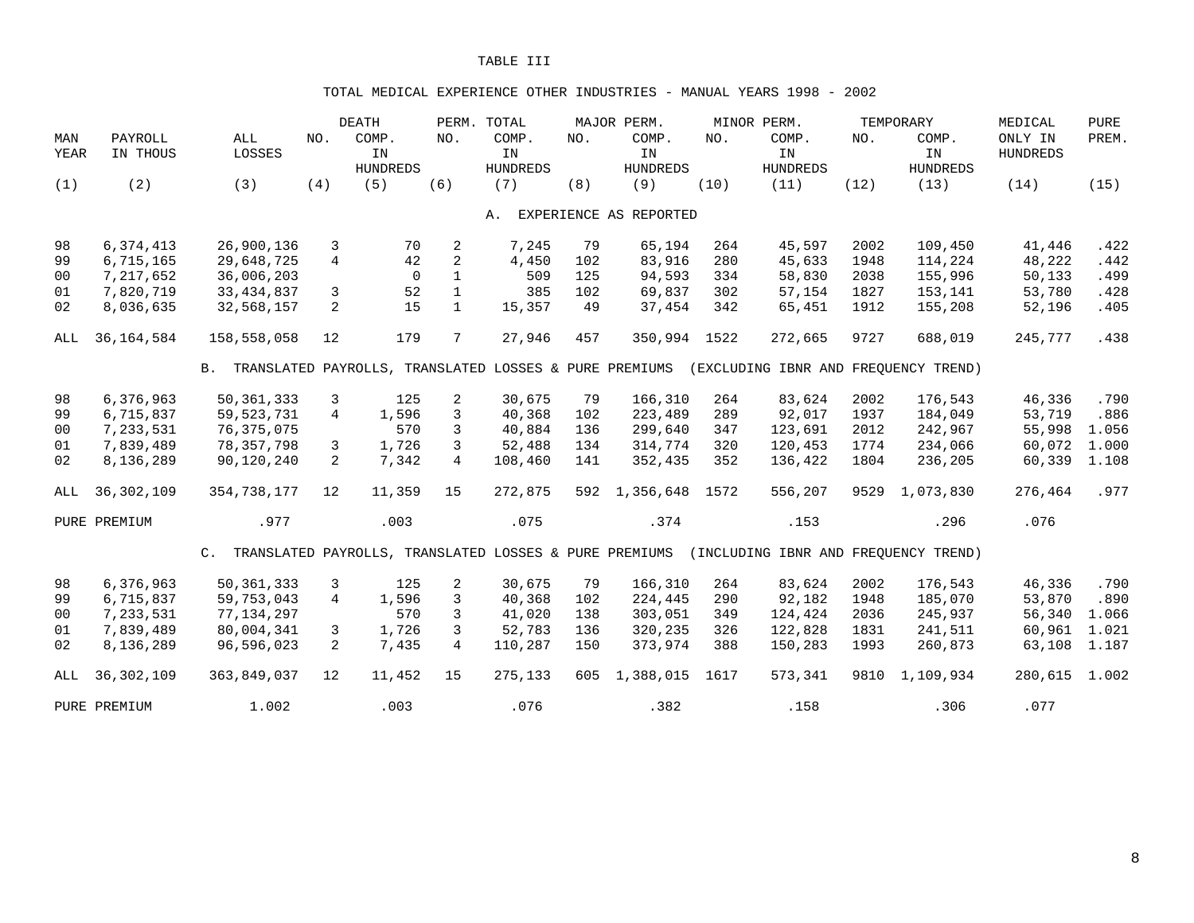TABLE III

TOTAL MEDICAL EXPERIENCE OTHER INDUSTRIES - MANUAL YEARS 1998 - 2002

| MAN YEAR | PAYROLL IN THOUS | ALL LOSSES | DEATH NO. | DEATH COMP. IN HUNDREDS | PERM. TOTAL NO. | PERM. TOTAL COMP. IN HUNDREDS | MAJOR PERM. NO. | MAJOR PERM. COMP. IN HUNDREDS | MINOR PERM. NO. | MINOR PERM. COMP. IN HUNDREDS | TEMPORARY NO. | TEMPORARY COMP. IN HUNDREDS | MEDICAL ONLY IN HUNDREDS | PURE PREM. |
|---|---|---|---|---|---|---|---|---|---|---|---|---|---|---|
| (1) | (2) | (3) | (4) | (5) | (6) | (7) | (8) | (9) | (10) | (11) | (12) | (13) | (14) | (15) |
| | | | | | | A. EXPERIENCE AS REPORTED | | | | | | | | |
| 98 | 6,374,413 | 26,900,136 | 3 | 70 | 2 | 7,245 | 79 | 65,194 | 264 | 45,597 | 2002 | 109,450 | 41,446 | .422 |
| 99 | 6,715,165 | 29,648,725 | 4 | 42 | 2 | 4,450 | 102 | 83,916 | 280 | 45,633 | 1948 | 114,224 | 48,222 | .442 |
| 00 | 7,217,652 | 36,006,203 | | 0 | 1 | 509 | 125 | 94,593 | 334 | 58,830 | 2038 | 155,996 | 50,133 | .499 |
| 01 | 7,820,719 | 33,434,837 | 3 | 52 | 1 | 385 | 102 | 69,837 | 302 | 57,154 | 1827 | 153,141 | 53,780 | .428 |
| 02 | 8,036,635 | 32,568,157 | 2 | 15 | 1 | 15,357 | 49 | 37,454 | 342 | 65,451 | 1912 | 155,208 | 52,196 | .405 |
| ALL | 36,164,584 | 158,558,058 | 12 | 179 | 7 | 27,946 | 457 | 350,994 | 1522 | 272,665 | 9727 | 688,019 | 245,777 | .438 |
| | | B. TRANSLATED PAYROLLS, TRANSLATED LOSSES & PURE PREMIUMS (EXCLUDING IBNR AND FREQUENCY TREND) | | | | | | | | | | | | |
| 98 | 6,376,963 | 50,361,333 | 3 | 125 | 2 | 30,675 | 79 | 166,310 | 264 | 83,624 | 2002 | 176,543 | 46,336 | .790 |
| 99 | 6,715,837 | 59,523,731 | 4 | 1,596 | 3 | 40,368 | 102 | 223,489 | 289 | 92,017 | 1937 | 184,049 | 53,719 | .886 |
| 00 | 7,233,531 | 76,375,075 | | 570 | 3 | 40,884 | 136 | 299,640 | 347 | 123,691 | 2012 | 242,967 | 55,998 | 1.056 |
| 01 | 7,839,489 | 78,357,798 | 3 | 1,726 | 3 | 52,488 | 134 | 314,774 | 320 | 120,453 | 1774 | 234,066 | 60,072 | 1.000 |
| 02 | 8,136,289 | 90,120,240 | 2 | 7,342 | 4 | 108,460 | 141 | 352,435 | 352 | 136,422 | 1804 | 236,205 | 60,339 | 1.108 |
| ALL | 36,302,109 | 354,738,177 | 12 | 11,359 | 15 | 272,875 | 592 | 1,356,648 | 1572 | 556,207 | 9529 | 1,073,830 | 276,464 | .977 |
| PURE PREMIUM | | .977 | | .003 | | .075 | | .374 | | .153 | | .296 | .076 | |
| | | C. TRANSLATED PAYROLLS, TRANSLATED LOSSES & PURE PREMIUMS (INCLUDING IBNR AND FREQUENCY TREND) | | | | | | | | | | | | |
| 98 | 6,376,963 | 50,361,333 | 3 | 125 | 2 | 30,675 | 79 | 166,310 | 264 | 83,624 | 2002 | 176,543 | 46,336 | .790 |
| 99 | 6,715,837 | 59,753,043 | 4 | 1,596 | 3 | 40,368 | 102 | 224,445 | 290 | 92,182 | 1948 | 185,070 | 53,870 | .890 |
| 00 | 7,233,531 | 77,134,297 | | 570 | 3 | 41,020 | 138 | 303,051 | 349 | 124,424 | 2036 | 245,937 | 56,340 | 1.066 |
| 01 | 7,839,489 | 80,004,341 | 3 | 1,726 | 3 | 52,783 | 136 | 320,235 | 326 | 122,828 | 1831 | 241,511 | 60,961 | 1.021 |
| 02 | 8,136,289 | 96,596,023 | 2 | 7,435 | 4 | 110,287 | 150 | 373,974 | 388 | 150,283 | 1993 | 260,873 | 63,108 | 1.187 |
| ALL | 36,302,109 | 363,849,037 | 12 | 11,452 | 15 | 275,133 | 605 | 1,388,015 | 1617 | 573,341 | 9810 | 1,109,934 | 280,615 | 1.002 |
| PURE PREMIUM | | 1.002 | | .003 | | .076 | | .382 | | .158 | | .306 | .077 | |